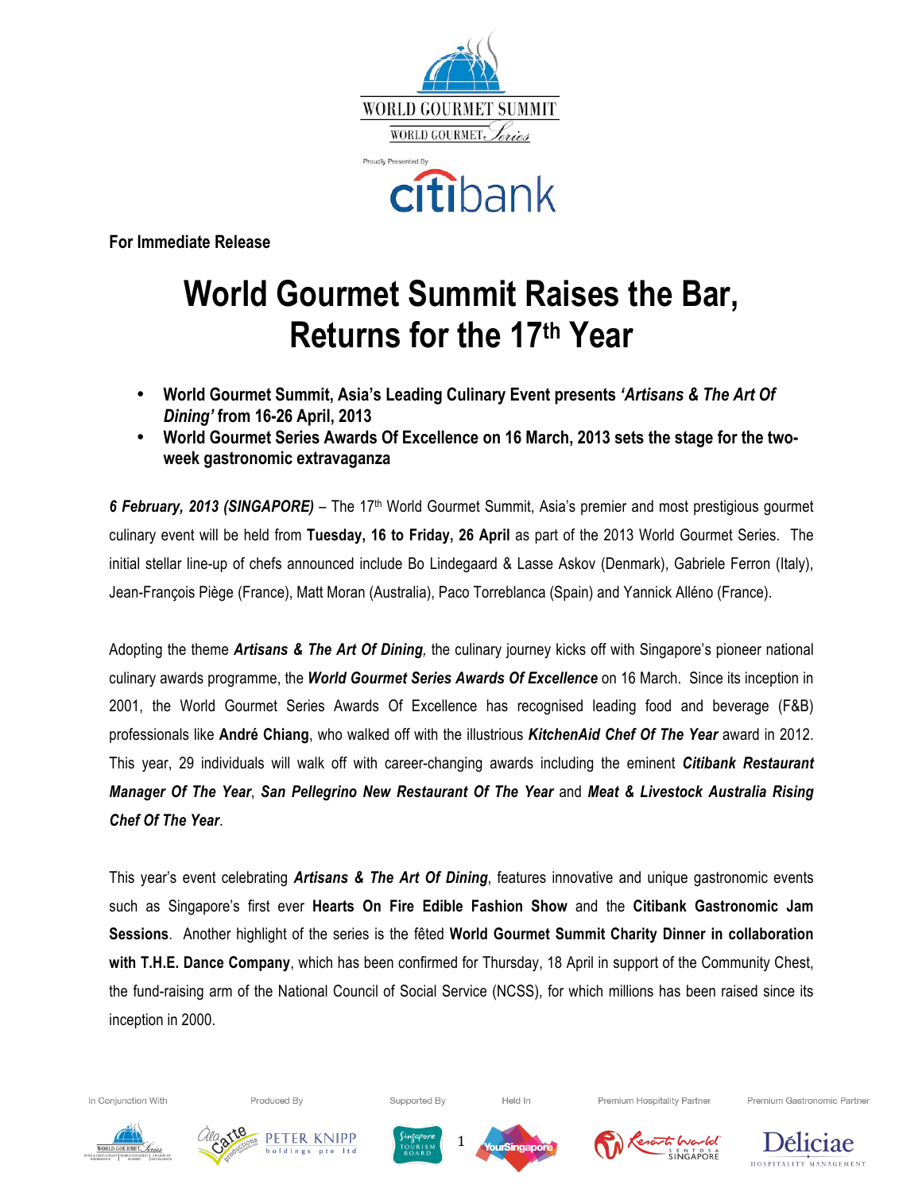**For Immediate Release**

# World Gourmet Summit Raises the Bar, Returns for the 17th Year

- **World Gourmet Summit, Asia's Leading Culinary Event presents *'Artisans & The Art Of Dining'* from 16-26 April, 2013**
- **World Gourmet Series Awards Of Excellence on 16 March, 2013 sets the stage for the two-week gastronomic extravaganza**

***6 February, 2013 (SINGAPORE)*** – The 17th World Gourmet Summit, Asia's premier and most prestigious gourmet culinary event will be held from **Tuesday, 16 to Friday, 26 April** as part of the 2013 World Gourmet Series. The initial stellar line-up of chefs announced include Bo Lindegaard & Lasse Askov (Denmark), Gabriele Ferron (Italy), Jean-François Piège (France), Matt Moran (Australia), Paco Torreblanca (Spain) and Yannick Alléno (France).

Adopting the theme ***Artisans & The Art Of Dining****,* the culinary journey kicks off with Singapore's pioneer national culinary awards programme, the ***World Gourmet Series Awards Of Excellence*** on 16 March. Since its inception in 2001, the World Gourmet Series Awards Of Excellence has recognised leading food and beverage (F&B) professionals like **André Chiang**, who walked off with the illustrious ***KitchenAid Chef Of The Year*** award in 2012. This year, 29 individuals will walk off with career-changing awards including the eminent ***Citibank Restaurant Manager Of The Year***, ***San Pellegrino New Restaurant Of The Year*** and ***Meat & Livestock Australia Rising Chef Of The Year***.

This year's event celebrating ***Artisans & The Art Of Dining***, features innovative and unique gastronomic events such as Singapore's first ever **Hearts On Fire Edible Fashion Show** and the **Citibank Gastronomic Jam Sessions**. Another highlight of the series is the fêted **World Gourmet Summit Charity Dinner in collaboration with T.H.E. Dance Company**, which has been confirmed for Thursday, 18 April in support of the Community Chest, the fund-raising arm of the National Council of Social Service (NCSS), for which millions has been raised since its inception in 2000.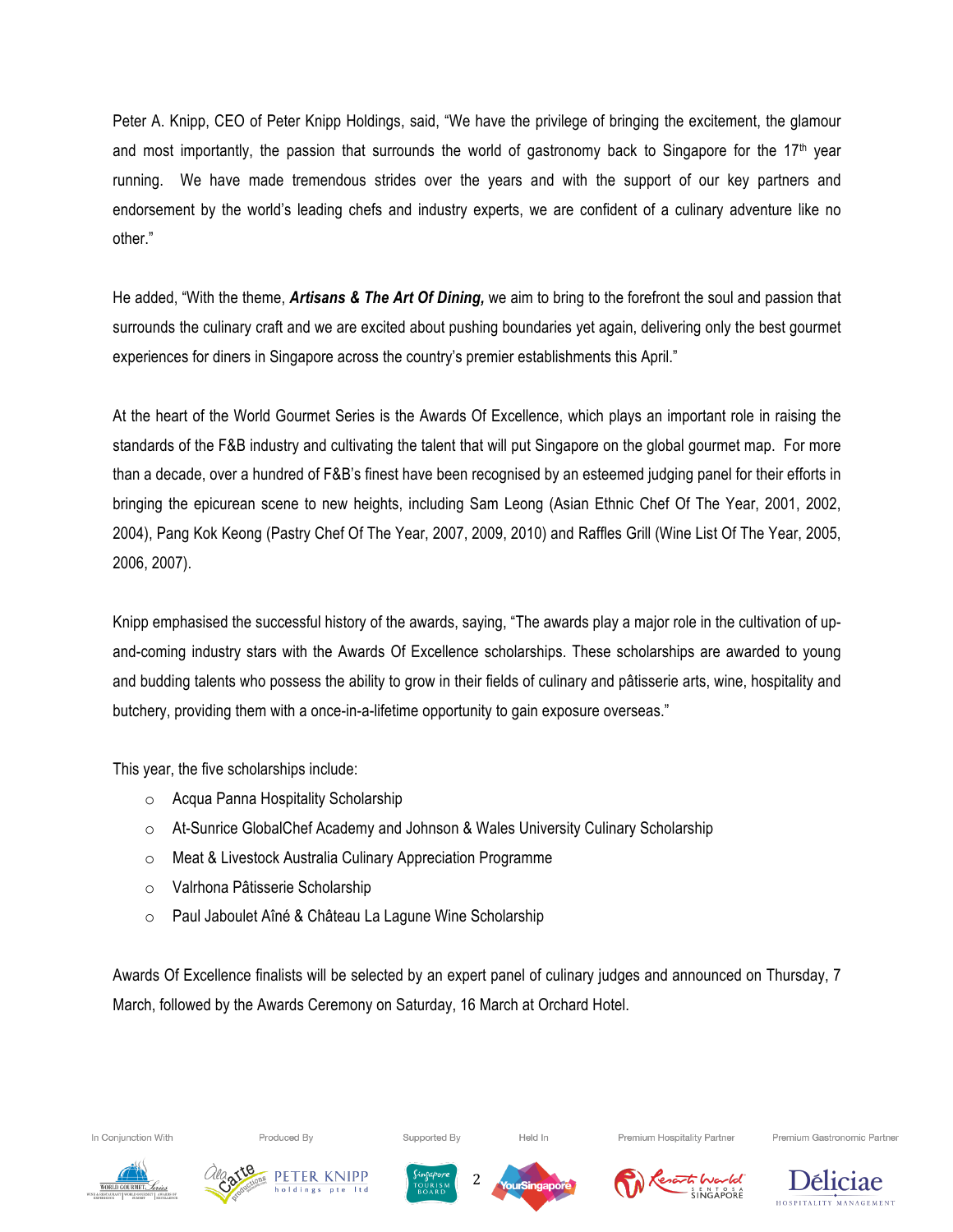Peter A. Knipp, CEO of Peter Knipp Holdings, said, "We have the privilege of bringing the excitement, the glamour and most importantly, the passion that surrounds the world of gastronomy back to Singapore for the 17th year running. We have made tremendous strides over the years and with the support of our key partners and endorsement by the world's leading chefs and industry experts, we are confident of a culinary adventure like no other."

He added, "With the theme, ***Artisans & The Art Of Dining,*** we aim to bring to the forefront the soul and passion that surrounds the culinary craft and we are excited about pushing boundaries yet again, delivering only the best gourmet experiences for diners in Singapore across the country's premier establishments this April."

At the heart of the World Gourmet Series is the Awards Of Excellence, which plays an important role in raising the standards of the F&B industry and cultivating the talent that will put Singapore on the global gourmet map. For more than a decade, over a hundred of F&B's finest have been recognised by an esteemed judging panel for their efforts in bringing the epicurean scene to new heights, including Sam Leong (Asian Ethnic Chef Of The Year, 2001, 2002, 2004), Pang Kok Keong (Pastry Chef Of The Year, 2007, 2009, 2010) and Raffles Grill (Wine List Of The Year, 2005, 2006, 2007).

Knipp emphasised the successful history of the awards, saying, "The awards play a major role in the cultivation of up-and-coming industry stars with the Awards Of Excellence scholarships. These scholarships are awarded to young and budding talents who possess the ability to grow in their fields of culinary and pâtisserie arts, wine, hospitality and butchery, providing them with a once-in-a-lifetime opportunity to gain exposure overseas."

This year, the five scholarships include:

- Acqua Panna Hospitality Scholarship
- At-Sunrice GlobalChef Academy and Johnson & Wales University Culinary Scholarship
- Meat & Livestock Australia Culinary Appreciation Programme
- Valrhona Pâtisserie Scholarship
- Paul Jaboulet Aîné & Château La Lagune Wine Scholarship

Awards Of Excellence finalists will be selected by an expert panel of culinary judges and announced on Thursday, 7 March, followed by the Awards Ceremony on Saturday, 16 March at Orchard Hotel.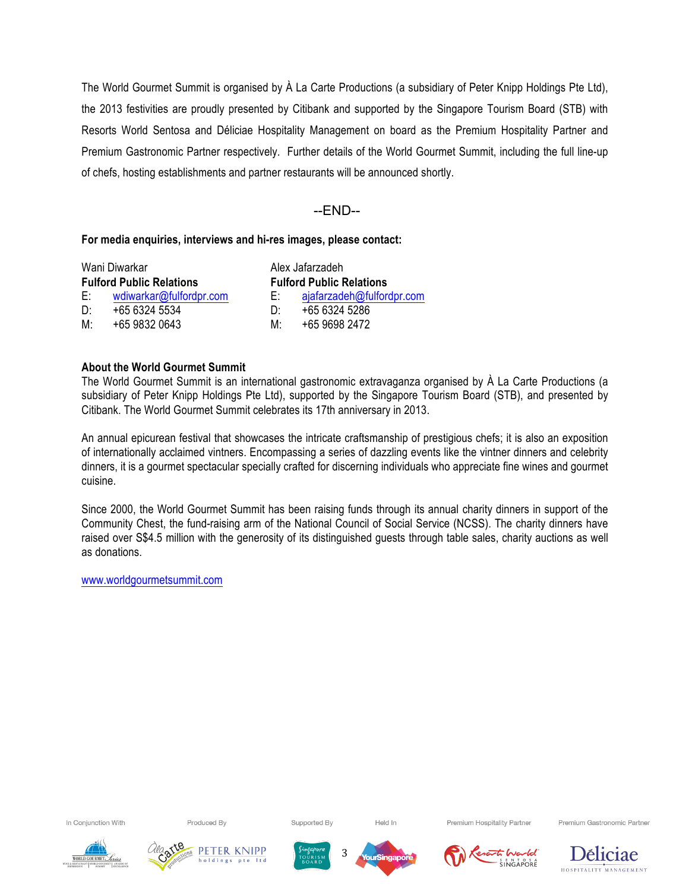The World Gourmet Summit is organised by À La Carte Productions (a subsidiary of Peter Knipp Holdings Pte Ltd), the 2013 festivities are proudly presented by Citibank and supported by the Singapore Tourism Board (STB) with Resorts World Sentosa and Déliciae Hospitality Management on board as the Premium Hospitality Partner and Premium Gastronomic Partner respectively. Further details of the World Gourmet Summit, including the full line-up of chefs, hosting establishments and partner restaurants will be announced shortly.

--END--

**For media enquiries, interviews and hi-res images, please contact:**

Wani Diwarkar
**Fulford Public Relations**
E: wdiwarkar@fulfordpr.com
D: +65 6324 5534
M: +65 9832 0643

Alex Jafarzadeh
**Fulford Public Relations**
E: ajafarzadeh@fulfordpr.com
D: +65 6324 5286
M: +65 9698 2472

**About the World Gourmet Summit**

The World Gourmet Summit is an international gastronomic extravaganza organised by À La Carte Productions (a subsidiary of Peter Knipp Holdings Pte Ltd), supported by the Singapore Tourism Board (STB), and presented by Citibank. The World Gourmet Summit celebrates its 17th anniversary in 2013.

An annual epicurean festival that showcases the intricate craftsmanship of prestigious chefs; it is also an exposition of internationally acclaimed vintners. Encompassing a series of dazzling events like the vintner dinners and celebrity dinners, it is a gourmet spectacular specially crafted for discerning individuals who appreciate fine wines and gourmet cuisine.

Since 2000, the World Gourmet Summit has been raising funds through its annual charity dinners in support of the Community Chest, the fund-raising arm of the National Council of Social Service (NCSS). The charity dinners have raised over S$4.5 million with the generosity of its distinguished guests through table sales, charity auctions as well as donations.

www.worldgourmetsummit.com

In Conjunction With | Produced By | Supported By | Held In | Premium Hospitality Partner | Premium Gastronomic Partner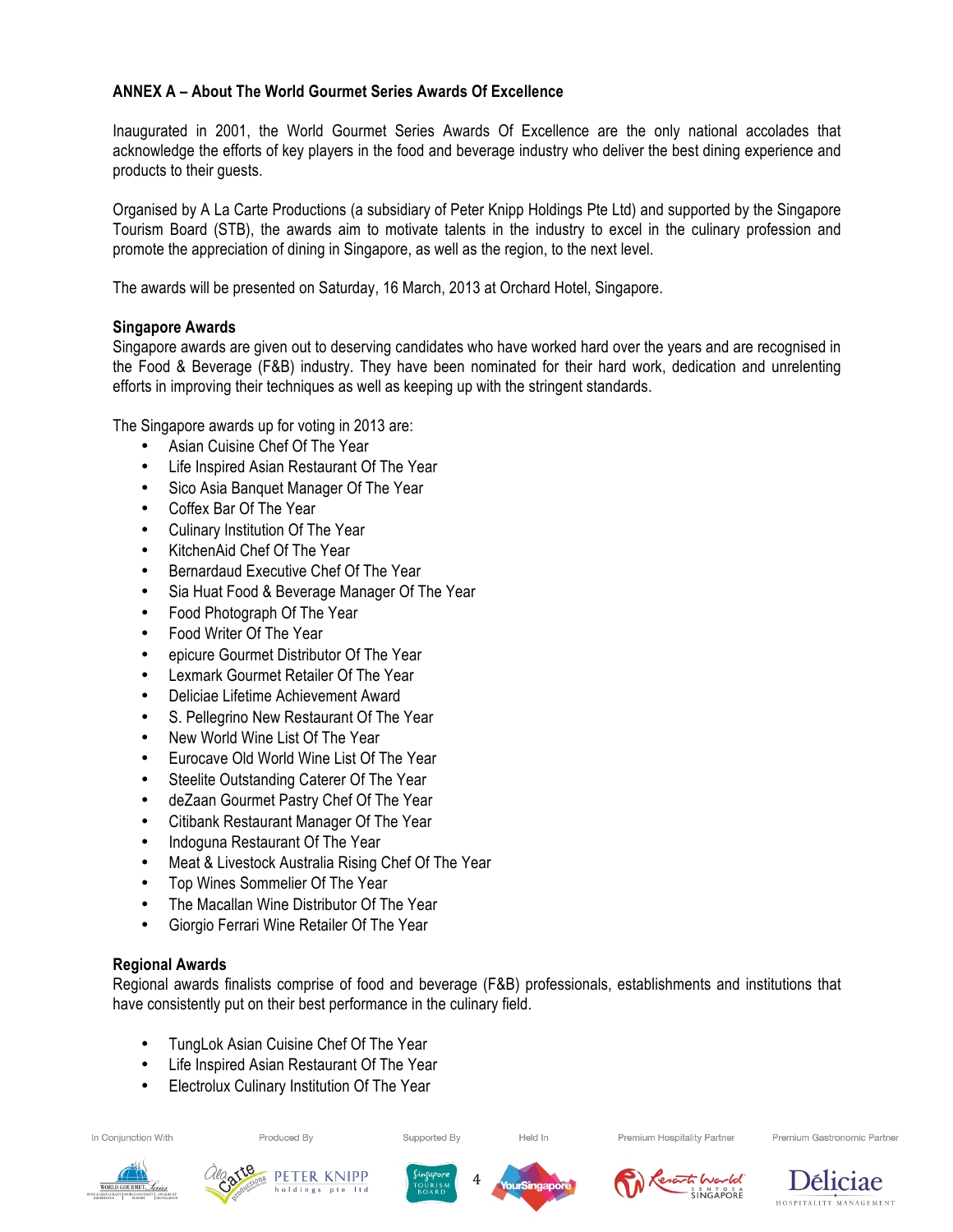## ANNEX A – About The World Gourmet Series Awards Of Excellence

Inaugurated in 2001, the World Gourmet Series Awards Of Excellence are the only national accolades that acknowledge the efforts of key players in the food and beverage industry who deliver the best dining experience and products to their guests.

Organised by A La Carte Productions (a subsidiary of Peter Knipp Holdings Pte Ltd) and supported by the Singapore Tourism Board (STB), the awards aim to motivate talents in the industry to excel in the culinary profession and promote the appreciation of dining in Singapore, as well as the region, to the next level.

The awards will be presented on Saturday, 16 March, 2013 at Orchard Hotel, Singapore.

### Singapore Awards

Singapore awards are given out to deserving candidates who have worked hard over the years and are recognised in the Food & Beverage (F&B) industry. They have been nominated for their hard work, dedication and unrelenting efforts in improving their techniques as well as keeping up with the stringent standards.

The Singapore awards up for voting in 2013 are:

- Asian Cuisine Chef Of The Year
- Life Inspired Asian Restaurant Of The Year
- Sico Asia Banquet Manager Of The Year
- Coffex Bar Of The Year
- Culinary Institution Of The Year
- KitchenAid Chef Of The Year
- Bernardaud Executive Chef Of The Year
- Sia Huat Food & Beverage Manager Of The Year
- Food Photograph Of The Year
- Food Writer Of The Year
- epicure Gourmet Distributor Of The Year
- Lexmark Gourmet Retailer Of The Year
- Deliciae Lifetime Achievement Award
- S. Pellegrino New Restaurant Of The Year
- New World Wine List Of The Year
- Eurocave Old World Wine List Of The Year
- Steelite Outstanding Caterer Of The Year
- deZaan Gourmet Pastry Chef Of The Year
- Citibank Restaurant Manager Of The Year
- Indoguna Restaurant Of The Year
- Meat & Livestock Australia Rising Chef Of The Year
- Top Wines Sommelier Of The Year
- The Macallan Wine Distributor Of The Year
- Giorgio Ferrari Wine Retailer Of The Year

### Regional Awards

Regional awards finalists comprise of food and beverage (F&B) professionals, establishments and institutions that have consistently put on their best performance in the culinary field.

- TungLok Asian Cuisine Chef Of The Year
- Life Inspired Asian Restaurant Of The Year
- Electrolux Culinary Institution Of The Year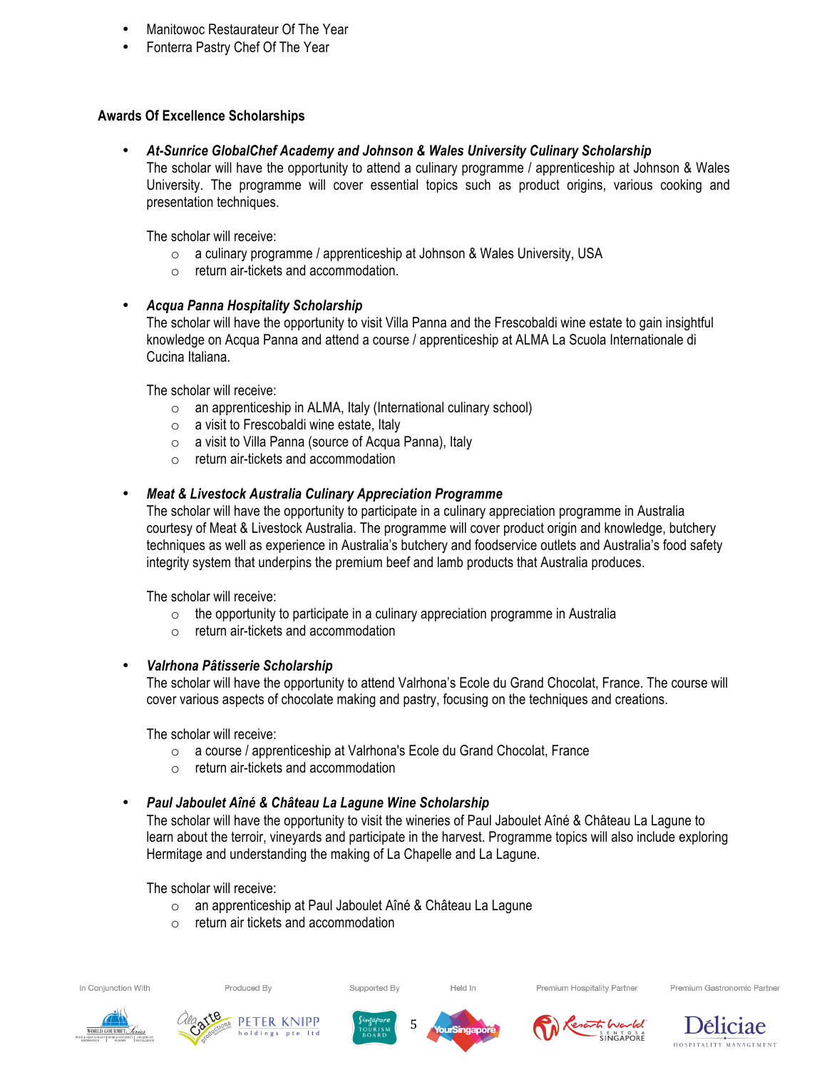- Manitowoc Restaurateur Of The Year
- Fonterra Pastry Chef Of The Year

**Awards Of Excellence Scholarships**

- ***At-Sunrice GlobalChef Academy and Johnson & Wales University Culinary Scholarship***
  The scholar will have the opportunity to attend a culinary programme / apprenticeship at Johnson & Wales University. The programme will cover essential topics such as product origins, various cooking and presentation techniques.

  The scholar will receive:
  - a culinary programme / apprenticeship at Johnson & Wales University, USA
  - return air-tickets and accommodation.

- ***Acqua Panna Hospitality Scholarship***
  The scholar will have the opportunity to visit Villa Panna and the Frescobaldi wine estate to gain insightful knowledge on Acqua Panna and attend a course / apprenticeship at ALMA La Scuola Internationale di Cucina Italiana.

  The scholar will receive:
  - an apprenticeship in ALMA, Italy (International culinary school)
  - a visit to Frescobaldi wine estate, Italy
  - a visit to Villa Panna (source of Acqua Panna), Italy
  - return air-tickets and accommodation

- ***Meat & Livestock Australia Culinary Appreciation Programme***
  The scholar will have the opportunity to participate in a culinary appreciation programme in Australia courtesy of Meat & Livestock Australia. The programme will cover product origin and knowledge, butchery techniques as well as experience in Australia's butchery and foodservice outlets and Australia's food safety integrity system that underpins the premium beef and lamb products that Australia produces.

  The scholar will receive:
  - the opportunity to participate in a culinary appreciation programme in Australia
  - return air-tickets and accommodation

- ***Valrhona Pâtisserie Scholarship***
  The scholar will have the opportunity to attend Valrhona's Ecole du Grand Chocolat, France. The course will cover various aspects of chocolate making and pastry, focusing on the techniques and creations.

  The scholar will receive:
  - a course / apprenticeship at Valrhona's Ecole du Grand Chocolat, France
  - return air-tickets and accommodation

- ***Paul Jaboulet Aîné & Château La Lagune Wine Scholarship***
  The scholar will have the opportunity to visit the wineries of Paul Jaboulet Aîné & Château La Lagune to learn about the terroir, vineyards and participate in the harvest. Programme topics will also include exploring Hermitage and understanding the making of La Chapelle and La Lagune.

  The scholar will receive:
  - an apprenticeship at Paul Jaboulet Aîné & Château La Lagune
  - return air tickets and accommodation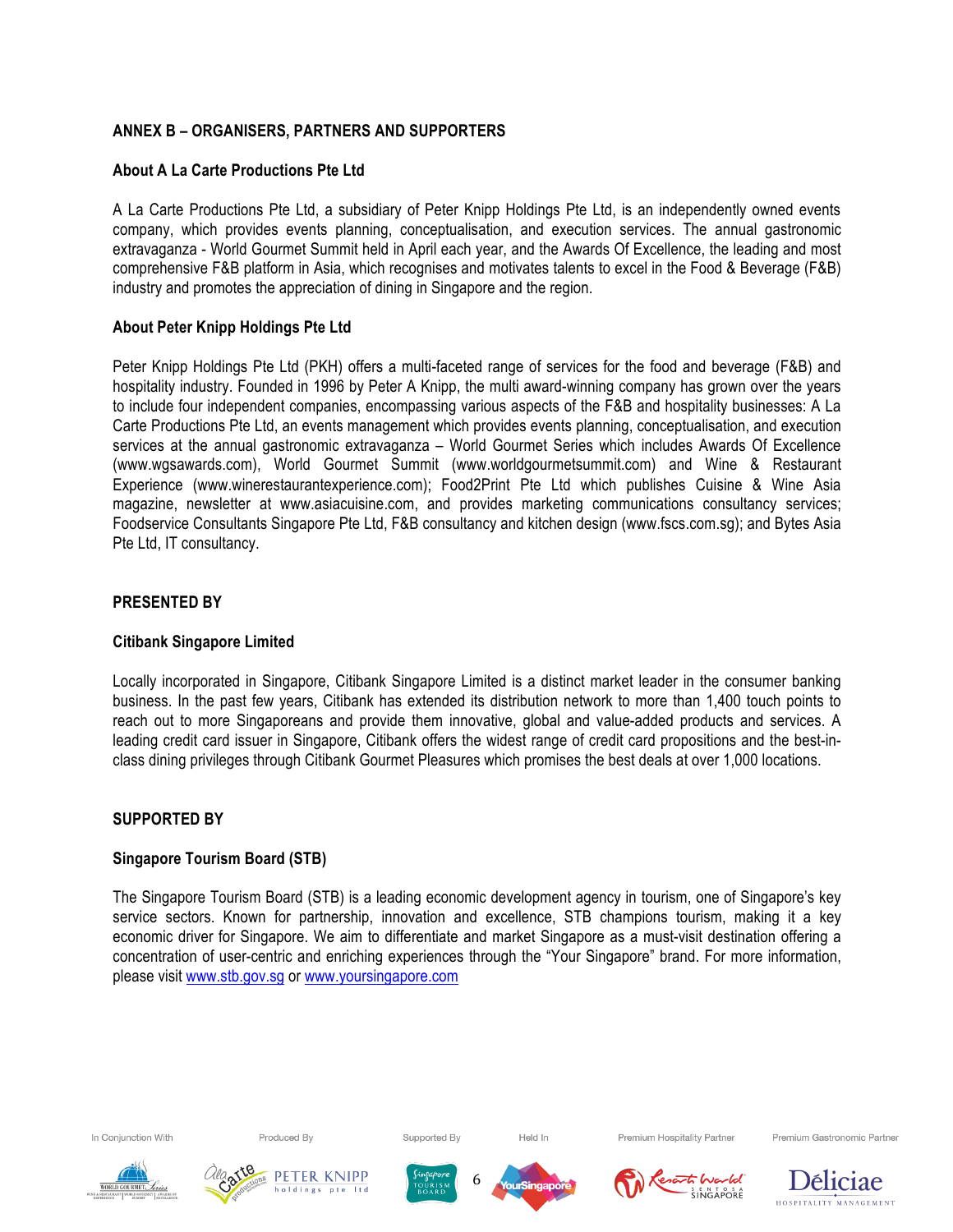## ANNEX B – ORGANISERS, PARTNERS AND SUPPORTERS

### About A La Carte Productions Pte Ltd

A La Carte Productions Pte Ltd, a subsidiary of Peter Knipp Holdings Pte Ltd, is an independently owned events company, which provides events planning, conceptualisation, and execution services. The annual gastronomic extravaganza - World Gourmet Summit held in April each year, and the Awards Of Excellence, the leading and most comprehensive F&B platform in Asia, which recognises and motivates talents to excel in the Food & Beverage (F&B) industry and promotes the appreciation of dining in Singapore and the region.

### About Peter Knipp Holdings Pte Ltd

Peter Knipp Holdings Pte Ltd (PKH) offers a multi-faceted range of services for the food and beverage (F&B) and hospitality industry. Founded in 1996 by Peter A Knipp, the multi award-winning company has grown over the years to include four independent companies, encompassing various aspects of the F&B and hospitality businesses: A La Carte Productions Pte Ltd, an events management which provides events planning, conceptualisation, and execution services at the annual gastronomic extravaganza – World Gourmet Series which includes Awards Of Excellence (www.wgsawards.com), World Gourmet Summit (www.worldgourmetsummit.com) and Wine & Restaurant Experience (www.winerestaurantexperience.com); Food2Print Pte Ltd which publishes Cuisine & Wine Asia magazine, newsletter at www.asiacuisine.com, and provides marketing communications consultancy services; Foodservice Consultants Singapore Pte Ltd, F&B consultancy and kitchen design (www.fscs.com.sg); and Bytes Asia Pte Ltd, IT consultancy.

## PRESENTED BY

### Citibank Singapore Limited

Locally incorporated in Singapore, Citibank Singapore Limited is a distinct market leader in the consumer banking business. In the past few years, Citibank has extended its distribution network to more than 1,400 touch points to reach out to more Singaporeans and provide them innovative, global and value-added products and services. A leading credit card issuer in Singapore, Citibank offers the widest range of credit card propositions and the best-in-class dining privileges through Citibank Gourmet Pleasures which promises the best deals at over 1,000 locations.

## SUPPORTED BY

### Singapore Tourism Board (STB)

The Singapore Tourism Board (STB) is a leading economic development agency in tourism, one of Singapore's key service sectors. Known for partnership, innovation and excellence, STB champions tourism, making it a key economic driver for Singapore. We aim to differentiate and market Singapore as a must-visit destination offering a concentration of user-centric and enriching experiences through the "Your Singapore" brand. For more information, please visit www.stb.gov.sg or www.yoursingapore.com

In Conjunction With | Produced By | Supported By | Held In | Premium Hospitality Partner | Premium Gastronomic Partner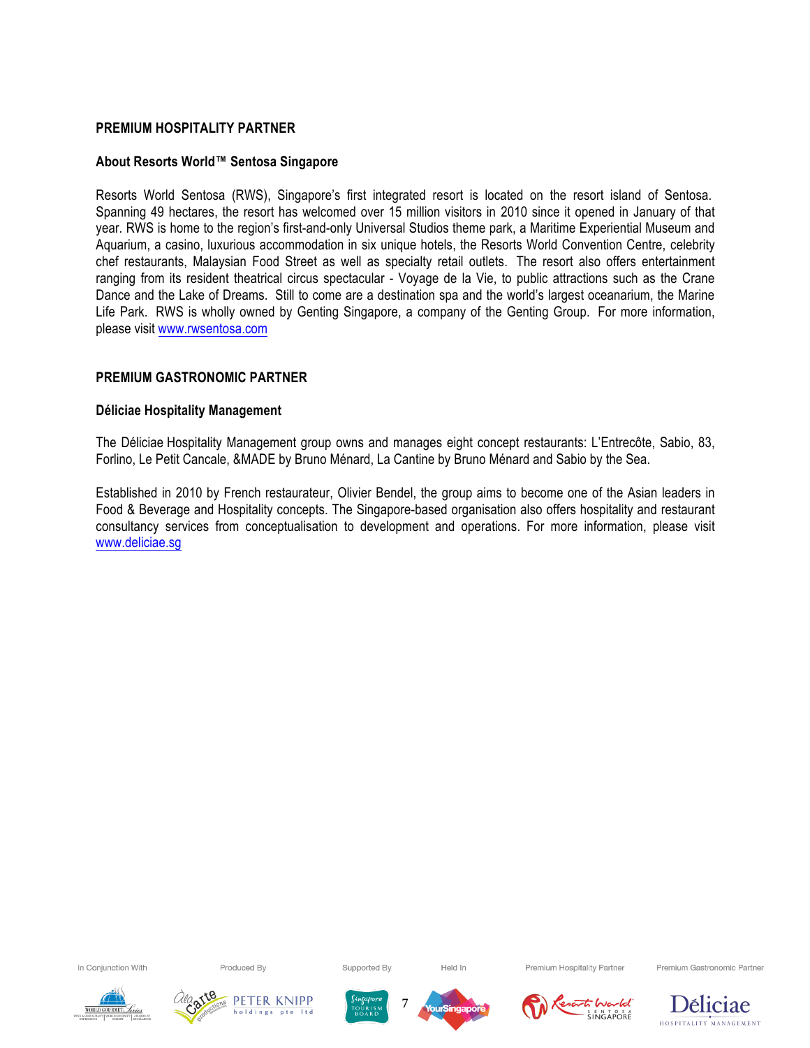## PREMIUM HOSPITALITY PARTNER

### About Resorts World™ Sentosa Singapore

Resorts World Sentosa (RWS), Singapore's first integrated resort is located on the resort island of Sentosa. Spanning 49 hectares, the resort has welcomed over 15 million visitors in 2010 since it opened in January of that year. RWS is home to the region's first-and-only Universal Studios theme park, a Maritime Experiential Museum and Aquarium, a casino, luxurious accommodation in six unique hotels, the Resorts World Convention Centre, celebrity chef restaurants, Malaysian Food Street as well as specialty retail outlets. The resort also offers entertainment ranging from its resident theatrical circus spectacular - Voyage de la Vie, to public attractions such as the Crane Dance and the Lake of Dreams. Still to come are a destination spa and the world's largest oceanarium, the Marine Life Park. RWS is wholly owned by Genting Singapore, a company of the Genting Group. For more information, please visit www.rwsentosa.com

## PREMIUM GASTRONOMIC PARTNER

### Déliciae Hospitality Management

The Déliciae Hospitality Management group owns and manages eight concept restaurants: L'Entrecôte, Sabio, 83, Forlino, Le Petit Cancale, &MADE by Bruno Ménard, La Cantine by Bruno Ménard and Sabio by the Sea.

Established in 2010 by French restaurateur, Olivier Bendel, the group aims to become one of the Asian leaders in Food & Beverage and Hospitality concepts. The Singapore-based organisation also offers hospitality and restaurant consultancy services from conceptualisation to development and operations. For more information, please visit www.deliciae.sg

In Conjunction With | Produced By | Supported By | Held In | Premium Hospitality Partner | Premium Gastronomic Partner